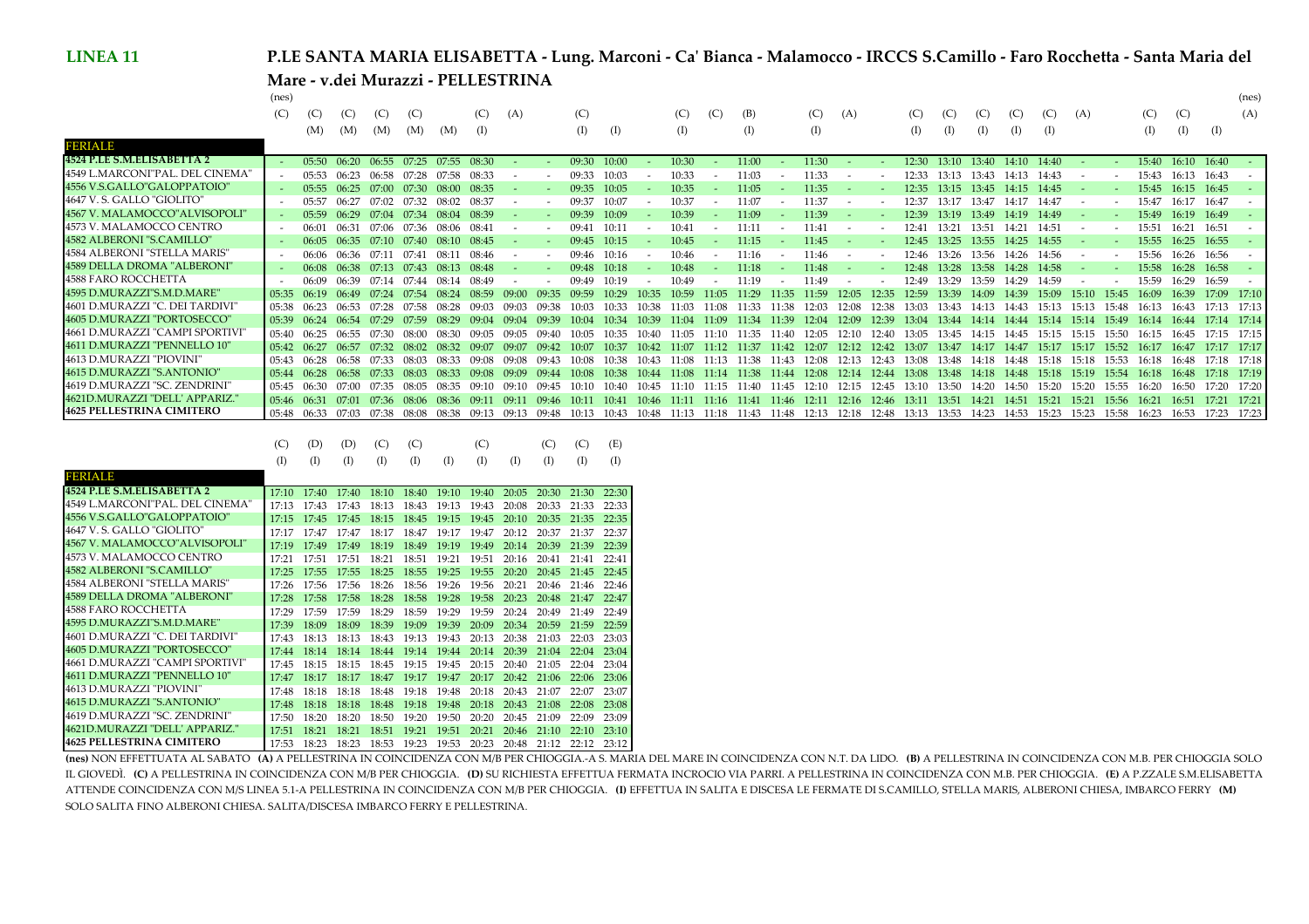# LINEA 11

## P.LE SANTA MARIA ELISABETTA - Lung. Marconi - Ca' Bianca - Malamocco - IRCCS S.Camillo - Faro Rocchetta - Santa Maria del Mare - v.dei Murazzi - PELLESTRINA

| FERIALE | (nes) (C) | (C) (M) | (C) (M) | (C) (M) | (C) (M) | (M) | (C) (I) | (A) | | (C) (I) | (I) | | (C) (I) | (C) | (B) (I) | | (C) (I) | (A) | | (C) (I) | (C) (I) | (C) (I) | (C) (I) | (C) (I) | (A) | | (C) (I) | (C) (I) | (I) | (nes) (A) |
|---|---|---|---|---|---|---|---|---|---|---|---|---|---|---|---|---|---|---|---|---|---|---|---|---|---|---|---|---|---|---|
| **4524 P.LE S.M.ELISABETTA 2** | - | 05:50 | 06:20 | 06:55 | 07:25 | 07:55 | 08:30 | - | - | 09:30 | 10:00 | - | 10:30 | - | 11:00 | - | 11:30 | - | - | 12:30 | 13:10 | 13:40 | 14:10 | 14:40 | - | - | 15:40 | 16:10 | 16:40 | - |
| 4549 L.MARCONI"PAL. DEL CINEMA" | - | 05:53 | 06:23 | 06:58 | 07:28 | 07:58 | 08:33 | - | - | 09:33 | 10:03 | - | 10:33 | - | 11:03 | - | 11:33 | - | - | 12:33 | 13:13 | 13:43 | 14:13 | 14:43 | - | - | 15:43 | 16:13 | 16:43 | - |
| 4556 V.S.GALLO"GALOPPATOIO" | - | 05:55 | 06:25 | 07:00 | 07:30 | 08:00 | 08:35 | - | - | 09:35 | 10:05 | - | 10:35 | - | 11:05 | - | 11:35 | - | - | 12:35 | 13:15 | 13:45 | 14:15 | 14:45 | - | - | 15:45 | 16:15 | 16:45 | - |
| 4647 V. S. GALLO "GIOLITO" | - | 05:57 | 06:27 | 07:02 | 07:32 | 08:02 | 08:37 | - | - | 09:37 | 10:07 | - | 10:37 | - | 11:07 | - | 11:37 | - | - | 12:37 | 13:17 | 13:47 | 14:17 | 14:47 | - | - | 15:47 | 16:17 | 16:47 | - |
| 4567 V. MALAMOCCO"ALVISOPOLI" | - | 05:59 | 06:29 | 07:04 | 07:34 | 08:04 | 08:39 | - | - | 09:39 | 10:09 | - | 10:39 | - | 11:09 | - | 11:39 | - | - | 12:39 | 13:19 | 13:49 | 14:19 | 14:49 | - | - | 15:49 | 16:19 | 16:49 | - |
| 4573 V. MALAMOCCO CENTRO | - | 06:01 | 06:31 | 07:06 | 07:36 | 08:06 | 08:41 | - | - | 09:41 | 10:11 | - | 10:41 | - | 11:11 | - | 11:41 | - | - | 12:41 | 13:21 | 13:51 | 14:21 | 14:51 | - | - | 15:51 | 16:21 | 16:51 | - |
| 4582 ALBERONI "S.CAMILLO" | - | 06:05 | 06:35 | 07:10 | 07:40 | 08:10 | 08:45 | - | - | 09:45 | 10:15 | - | 10:45 | - | 11:15 | - | 11:45 | - | - | 12:45 | 13:25 | 13:55 | 14:25 | 14:55 | - | - | 15:55 | 16:25 | 16:55 | - |
| 4584 ALBERONI "STELLA MARIS" | - | 06:06 | 06:36 | 07:11 | 07:41 | 08:11 | 08:46 | - | - | 09:46 | 10:16 | - | 10:46 | - | 11:16 | - | 11:46 | - | - | 12:46 | 13:26 | 13:56 | 14:26 | 14:56 | - | - | 15:56 | 16:26 | 16:56 | - |
| 4589 DELLA DROMA "ALBERONI" | - | 06:08 | 06:38 | 07:13 | 07:43 | 08:13 | 08:48 | - | - | 09:48 | 10:18 | - | 10:48 | - | 11:18 | - | 11:48 | - | - | 12:48 | 13:28 | 13:58 | 14:28 | 14:58 | - | - | 15:58 | 16:28 | 16:58 | - |
| 4588 FARO ROCCHETTA | - | 06:09 | 06:39 | 07:14 | 07:44 | 08:14 | 08:49 | - | - | 09:49 | 10:19 | - | 10:49 | - | 11:19 | - | 11:49 | - | - | 12:49 | 13:29 | 13:59 | 14:29 | 14:59 | - | - | 15:59 | 16:29 | 16:59 | - |
| 4595 D.MURAZZI"S.M.D.MARE" | 05:35 | 06:19 | 06:49 | 07:24 | 07:54 | 08:24 | 08:59 | 09:00 | 09:35 | 09:59 | 10:29 | 10:35 | 10:59 | 11:05 | 11:29 | 11:35 | 11:59 | 12:05 | 12:35 | 12:59 | 13:39 | 14:09 | 14:39 | 15:09 | 15:10 | 15:45 | 16:09 | 16:39 | 17:09 | 17:10 |
| 4601 D.MURAZZI "C. DEI TARDIVI" | 05:38 | 06:23 | 06:53 | 07:28 | 07:58 | 08:28 | 09:03 | 09:03 | 09:38 | 10:03 | 10:33 | 10:38 | 11:03 | 11:08 | 11:33 | 11:38 | 12:03 | 12:08 | 12:38 | 13:03 | 13:43 | 14:13 | 14:43 | 15:13 | 15:13 | 15:48 | 16:13 | 16:43 | 17:13 | 17:13 |
| 4605 D.MURAZZI "PORTOSECCO" | 05:39 | 06:24 | 06:54 | 07:29 | 07:59 | 08:29 | 09:04 | 09:04 | 09:39 | 10:04 | 10:34 | 10:39 | 11:04 | 11:09 | 11:34 | 11:39 | 12:04 | 12:09 | 12:39 | 13:04 | 13:44 | 14:14 | 14:44 | 15:14 | 15:14 | 15:49 | 16:14 | 16:44 | 17:14 | 17:14 |
| 4661 D.MURAZZI "CAMPI SPORTIVI" | 05:40 | 06:25 | 06:55 | 07:30 | 08:00 | 08:30 | 09:05 | 09:05 | 09:40 | 10:05 | 10:35 | 10:40 | 11:05 | 11:10 | 11:35 | 11:40 | 12:05 | 12:10 | 12:40 | 13:05 | 13:45 | 14:15 | 14:45 | 15:15 | 15:15 | 15:50 | 16:15 | 16:45 | 17:15 | 17:15 |
| 4611 D.MURAZZI "PENNELLO 10" | 05:42 | 06:27 | 06:57 | 07:32 | 08:02 | 08:32 | 09:07 | 09:07 | 09:42 | 10:07 | 10:37 | 10:42 | 11:07 | 11:12 | 11:37 | 11:42 | 12:07 | 12:12 | 12:42 | 13:07 | 13:47 | 14:17 | 14:47 | 15:17 | 15:17 | 15:52 | 16:17 | 16:47 | 17:17 | 17:17 |
| 4613 D.MURAZZI "PIOVINI" | 05:43 | 06:28 | 06:58 | 07:33 | 08:03 | 08:33 | 09:08 | 09:08 | 09:43 | 10:08 | 10:38 | 10:43 | 11:08 | 11:13 | 11:38 | 11:43 | 12:08 | 12:13 | 12:43 | 13:08 | 13:48 | 14:18 | 14:48 | 15:18 | 15:18 | 15:53 | 16:18 | 16:48 | 17:18 | 17:18 |
| 4615 D.MURAZZI "S.ANTONIO" | 05:44 | 06:28 | 06:58 | 07:33 | 08:03 | 08:33 | 09:08 | 09:09 | 09:44 | 10:08 | 10:38 | 10:44 | 11:08 | 11:14 | 11:38 | 11:44 | 12:08 | 12:14 | 12:44 | 13:08 | 13:48 | 14:18 | 14:48 | 15:18 | 15:19 | 15:54 | 16:18 | 16:48 | 17:18 | 17:19 |
| 4619 D.MURAZZI "SC. ZENDRINI" | 05:45 | 06:30 | 07:00 | 07:35 | 08:05 | 08:35 | 09:10 | 09:10 | 09:45 | 10:10 | 10:40 | 10:45 | 11:10 | 11:15 | 11:40 | 11:45 | 12:10 | 12:15 | 12:45 | 13:10 | 13:50 | 14:20 | 14:50 | 15:20 | 15:20 | 15:55 | 16:20 | 16:50 | 17:20 | 17:20 |
| 4621D.MURAZZI "DELL' APPARIZ." | 05:46 | 06:31 | 07:01 | 07:36 | 08:06 | 08:36 | 09:11 | 09:11 | 09:46 | 10:11 | 10:41 | 10:46 | 11:11 | 11:16 | 11:41 | 11:46 | 12:11 | 12:16 | 12:46 | 13:11 | 13:51 | 14:21 | 14:51 | 15:21 | 15:21 | 15:56 | 16:21 | 16:51 | 17:21 | 17:21 |
| **4625 PELLESTRINA CIMITERO** | 05:48 | 06:33 | 07:03 | 07:38 | 08:08 | 08:38 | 09:13 | 09:13 | 09:48 | 10:13 | 10:43 | 10:48 | 11:13 | 11:18 | 11:43 | 11:48 | 12:13 | 12:18 | 12:48 | 13:13 | 13:53 | 14:23 | 14:53 | 15:23 | 15:23 | 15:58 | 16:23 | 16:53 | 17:23 | 17:23 |

| FERIALE | (C) (I) | (D) (I) | (D) (I) | (C) (I) | (C) (I) | (I) | (C) (I) | (I) | (C) (I) | (C) (I) | (E) (I) |
|---|---|---|---|---|---|---|---|---|---|---|---|
| **4524 P.LE S.M.ELISABETTA 2** | 17:10 | 17:40 | 17:40 | 18:10 | 18:40 | 19:10 | 19:40 | 20:05 | 20:30 | 21:30 | 22:30 |
| 4549 L.MARCONI"PAL. DEL CINEMA" | 17:13 | 17:43 | 17:43 | 18:13 | 18:43 | 19:13 | 19:43 | 20:08 | 20:33 | 21:33 | 22:33 |
| 4556 V.S.GALLO"GALOPPATOIO" | 17:15 | 17:45 | 17:45 | 18:15 | 18:45 | 19:15 | 19:45 | 20:10 | 20:35 | 21:35 | 22:35 |
| 4647 V. S. GALLO "GIOLITO" | 17:17 | 17:47 | 17:47 | 18:17 | 18:47 | 19:17 | 19:47 | 20:12 | 20:37 | 21:37 | 22:37 |
| 4567 V. MALAMOCCO"ALVISOPOLI" | 17:19 | 17:49 | 17:49 | 18:19 | 18:49 | 19:19 | 19:49 | 20:14 | 20:39 | 21:39 | 22:39 |
| 4573 V. MALAMOCCO CENTRO | 17:21 | 17:51 | 17:51 | 18:21 | 18:51 | 19:21 | 19:51 | 20:16 | 20:41 | 21:41 | 22:41 |
| 4582 ALBERONI "S.CAMILLO" | 17:25 | 17:55 | 17:55 | 18:25 | 18:55 | 19:25 | 19:55 | 20:20 | 20:45 | 21:45 | 22:45 |
| 4584 ALBERONI "STELLA MARIS" | 17:26 | 17:56 | 17:56 | 18:26 | 18:56 | 19:26 | 19:56 | 20:21 | 20:46 | 21:46 | 22:46 |
| 4589 DELLA DROMA "ALBERONI" | 17:28 | 17:58 | 17:58 | 18:28 | 18:58 | 19:28 | 19:58 | 20:23 | 20:48 | 21:47 | 22:47 |
| 4588 FARO ROCCHETTA | 17:29 | 17:59 | 17:59 | 18:29 | 18:59 | 19:29 | 19:59 | 20:24 | 20:49 | 21:49 | 22:49 |
| 4595 D.MURAZZI"S.M.D.MARE" | 17:39 | 18:09 | 18:09 | 18:39 | 19:09 | 19:39 | 20:09 | 20:34 | 20:59 | 21:59 | 22:59 |
| 4601 D.MURAZZI "C. DEI TARDIVI" | 17:43 | 18:13 | 18:13 | 18:43 | 19:13 | 19:43 | 20:13 | 20:38 | 21:03 | 22:03 | 23:03 |
| 4605 D.MURAZZI "PORTOSECCO" | 17:44 | 18:14 | 18:14 | 18:44 | 19:14 | 19:44 | 20:14 | 20:39 | 21:04 | 22:04 | 23:04 |
| 4661 D.MURAZZI "CAMPI SPORTIVI" | 17:45 | 18:15 | 18:15 | 18:45 | 19:15 | 19:45 | 20:15 | 20:40 | 21:05 | 22:04 | 23:04 |
| 4611 D.MURAZZI "PENNELLO 10" | 17:47 | 18:17 | 18:17 | 18:47 | 19:17 | 19:47 | 20:17 | 20:42 | 21:06 | 22:06 | 23:06 |
| 4613 D.MURAZZI "PIOVINI" | 17:48 | 18:18 | 18:18 | 18:48 | 19:18 | 19:48 | 20:18 | 20:43 | 21:07 | 22:07 | 23:07 |
| 4615 D.MURAZZI "S.ANTONIO" | 17:48 | 18:18 | 18:18 | 18:48 | 19:18 | 19:48 | 20:18 | 20:43 | 21:08 | 22:08 | 23:08 |
| 4619 D.MURAZZI "SC. ZENDRINI" | 17:50 | 18:20 | 18:20 | 18:50 | 19:20 | 19:50 | 20:20 | 20:45 | 21:09 | 22:09 | 23:09 |
| 4621D.MURAZZI "DELL' APPARIZ." | 17:51 | 18:21 | 18:21 | 18:51 | 19:21 | 19:51 | 20:21 | 20:46 | 21:10 | 22:10 | 23:10 |
| **4625 PELLESTRINA CIMITERO** | 17:53 | 18:23 | 18:23 | 18:53 | 19:23 | 19:53 | 20:23 | 20:48 | 21:12 | 22:12 | 23:12 |

**(nes)** NON EFFETTUATA AL SABATO **(A)** A PELLESTRINA IN COINCIDENZA CON M/B PER CHIOGGIA.-A S. MARIA DEL MARE IN COINCIDENZA CON N.T. DA LIDO. **(B)** A PELLESTRINA IN COINCIDENZA CON M.B. PER CHIOGGIA SOLO IL GIOVEDÌ. **(C)** A PELLESTRINA IN COINCIDENZA CON M/B PER CHIOGGIA. **(D)** SU RICHIESTA EFFETTUA FERMATA INCROCIO VIA PARRI. A PELLESTRINA IN COINCIDENZA CON M.B. PER CHIOGGIA. **(E)** A P.ZZALE S.M.ELISABETTA ATTENDE COINCIDENZA CON M/S LINEA 5.1-A PELLESTRINA IN COINCIDENZA CON M/B PER CHIOGGIA. **(I)** EFFETTUA IN SALITA E DISCESA LE FERMATE DI S.CAMILLO, STELLA MARIS, ALBERONI CHIESA, IMBARCO FERRY **(M)** SOLO SALITA FINO ALBERONI CHIESA. SALITA/DISCESA IMBARCO FERRY E PELLESTRINA.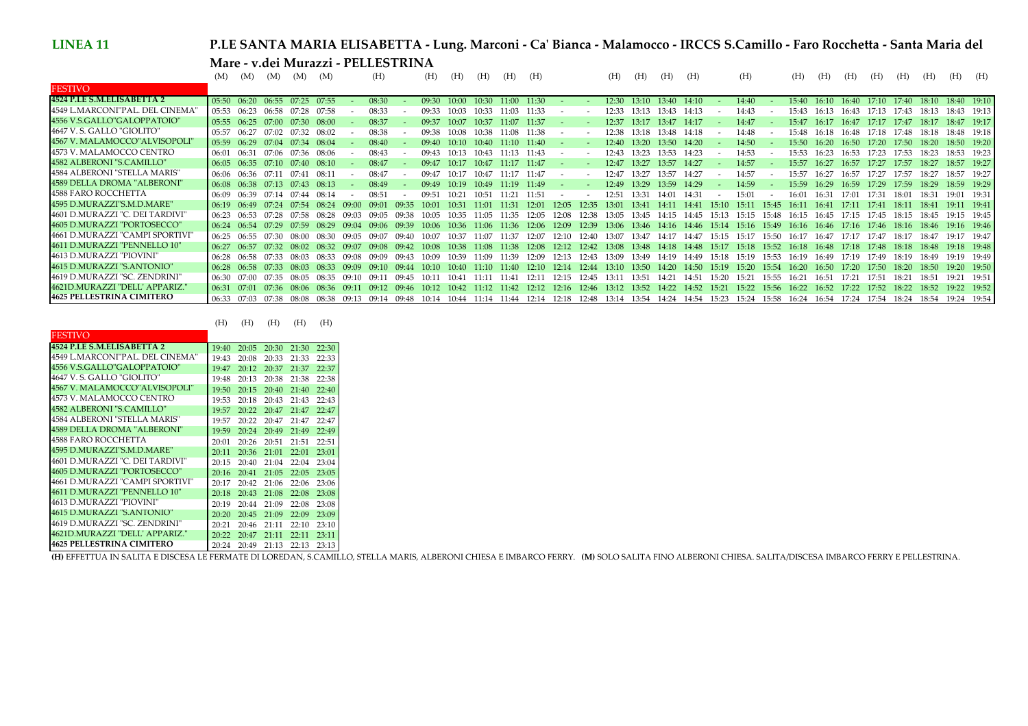## LINEA 11

## P.LE SANTA MARIA ELISABETTA - Lung. Marconi - Ca' Bianca - Malamocco - IRCCS S.Camillo - Faro Rocchetta - Santa Maria del Mare - v.dei Murazzi - PELLESTRINA

| FESTIVO | (M) | (M) | (M) | (M) | (M) | | (H) | | (H) | (H) | (H) | (H) | (H) | | | (H) | (H) | (H) | (H) | | (H) | | (H) | (H) | (H) | (H) | (H) | (H) | (H) | (H) |
|---|---|---|---|---|---|---|---|---|---|---|---|---|---|---|---|---|---|---|---|---|---|---|---|---|---|---|---|---|---|---|
| **4524 P.LE S.M.ELISABETTA 2** | 05:50 | 06:20 | 06:55 | 07:25 | 07:55 | - | 08:30 | - | 09:30 | 10:00 | 10:30 | 11:00 | 11:30 | - | - | 12:30 | 13:10 | 13:40 | 14:10 | - | 14:40 | - | 15:40 | 16:10 | 16:40 | 17:10 | 17:40 | 18:10 | 18:40 | 19:10 |
| 4549 L.MARCONI"PAL. DEL CINEMA" | 05:53 | 06:23 | 06:58 | 07:28 | 07:58 | - | 08:33 | - | 09:33 | 10:03 | 10:33 | 11:03 | 11:33 | - | - | 12:33 | 13:13 | 13:43 | 14:13 | - | 14:43 | - | 15:43 | 16:13 | 16:43 | 17:13 | 17:43 | 18:13 | 18:43 | 19:13 |
| 4556 V.S.GALLO"GALOPPATOIO" | 05:55 | 06:25 | 07:00 | 07:30 | 08:00 | - | 08:37 | - | 09:37 | 10:07 | 10:37 | 11:07 | 11:37 | - | - | 12:37 | 13:17 | 13:47 | 14:17 | - | 14:47 | - | 15:47 | 16:17 | 16:47 | 17:17 | 17:47 | 18:17 | 18:47 | 19:17 |
| 4647 V. S. GALLO "GIOLITO" | 05:57 | 06:27 | 07:02 | 07:32 | 08:02 | - | 08:38 | - | 09:38 | 10:08 | 10:38 | 11:08 | 11:38 | - | - | 12:38 | 13:18 | 13:48 | 14:18 | - | 14:48 | - | 15:48 | 16:18 | 16:48 | 17:18 | 17:48 | 18:18 | 18:48 | 19:18 |
| 4567 V. MALAMOCCO"ALVISOPOLI" | 05:59 | 06:29 | 07:04 | 07:34 | 08:04 | - | 08:40 | - | 09:40 | 10:10 | 10:40 | 11:10 | 11:40 | - | - | 12:40 | 13:20 | 13:50 | 14:20 | - | 14:50 | - | 15:50 | 16:20 | 16:50 | 17:20 | 17:50 | 18:20 | 18:50 | 19:20 |
| 4573 V. MALAMOCCO CENTRO | 06:01 | 06:31 | 07:06 | 07:36 | 08:06 | - | 08:43 | - | 09:43 | 10:13 | 10:43 | 11:13 | 11:43 | - | - | 12:43 | 13:23 | 13:53 | 14:23 | - | 14:53 | - | 15:53 | 16:23 | 16:53 | 17:23 | 17:53 | 18:23 | 18:53 | 19:23 |
| 4582 ALBERONI "S.CAMILLO" | 06:05 | 06:35 | 07:10 | 07:40 | 08:10 | - | 08:47 | - | 09:47 | 10:17 | 10:47 | 11:17 | 11:47 | - | - | 12:47 | 13:27 | 13:57 | 14:27 | - | 14:57 | - | 15:57 | 16:27 | 16:57 | 17:27 | 17:57 | 18:27 | 18:57 | 19:27 |
| 4584 ALBERONI "STELLA MARIS" | 06:06 | 06:36 | 07:11 | 07:41 | 08:11 | - | 08:47 | - | 09:47 | 10:17 | 10:47 | 11:17 | 11:47 | - | - | 12:47 | 13:27 | 13:57 | 14:27 | - | 14:57 | - | 15:57 | 16:27 | 16:57 | 17:27 | 17:57 | 18:27 | 18:57 | 19:27 |
| 4589 DELLA DROMA "ALBERONI" | 06:08 | 06:38 | 07:13 | 07:43 | 08:13 | - | 08:49 | - | 09:49 | 10:19 | 10:49 | 11:19 | 11:49 | - | - | 12:49 | 13:29 | 13:59 | 14:29 | - | 14:59 | - | 15:59 | 16:29 | 16:59 | 17:29 | 17:59 | 18:29 | 18:59 | 19:29 |
| 4588 FARO ROCCHETTA | 06:09 | 06:39 | 07:14 | 07:44 | 08:14 | - | 08:51 | - | 09:51 | 10:21 | 10:51 | 11:21 | 11:51 | - | - | 12:51 | 13:31 | 14:01 | 14:31 | - | 15:01 | - | 16:01 | 16:31 | 17:01 | 17:31 | 18:01 | 18:31 | 19:01 | 19:31 |
| 4595 D.MURAZZI"S.M.D.MARE" | 06:19 | 06:49 | 07:24 | 07:54 | 08:24 | 09:00 | 09:01 | 09:35 | 10:01 | 10:31 | 11:01 | 11:31 | 12:01 | 12:05 | 12:35 | 13:01 | 13:41 | 14:11 | 14:41 | 15:10 | 15:11 | 15:45 | 16:11 | 16:41 | 17:11 | 17:41 | 18:11 | 18:41 | 19:11 | 19:41 |
| 4601 D.MURAZZI "C. DEI TARDIVI" | 06:23 | 06:53 | 07:28 | 07:58 | 08:28 | 09:03 | 09:05 | 09:38 | 10:05 | 10:35 | 11:05 | 11:35 | 12:05 | 12:08 | 12:38 | 13:05 | 13:45 | 14:15 | 14:45 | 15:13 | 15:15 | 15:48 | 16:15 | 16:45 | 17:15 | 17:45 | 18:15 | 18:45 | 19:15 | 19:45 |
| 4605 D.MURAZZI "PORTOSECCO" | 06:24 | 06:54 | 07:29 | 07:59 | 08:29 | 09:04 | 09:06 | 09:39 | 10:06 | 10:36 | 11:06 | 11:36 | 12:06 | 12:09 | 12:39 | 13:06 | 13:46 | 14:16 | 14:46 | 15:14 | 15:16 | 15:49 | 16:16 | 16:46 | 17:16 | 17:46 | 18:16 | 18:46 | 19:16 | 19:46 |
| 4661 D.MURAZZI "CAMPI SPORTIVI" | 06:25 | 06:55 | 07:30 | 08:00 | 08:30 | 09:05 | 09:07 | 09:40 | 10:07 | 10:37 | 11:07 | 11:37 | 12:07 | 12:10 | 12:40 | 13:07 | 13:47 | 14:17 | 14:47 | 15:15 | 15:17 | 15:50 | 16:17 | 16:47 | 17:17 | 17:47 | 18:17 | 18:47 | 19:17 | 19:47 |
| 4611 D.MURAZZI "PENNELLO 10" | 06:27 | 06:57 | 07:32 | 08:02 | 08:32 | 09:07 | 09:08 | 09:42 | 10:08 | 10:38 | 11:08 | 11:38 | 12:08 | 12:12 | 12:42 | 13:08 | 13:48 | 14:18 | 14:48 | 15:17 | 15:18 | 15:52 | 16:18 | 16:48 | 17:18 | 17:48 | 18:18 | 18:48 | 19:18 | 19:48 |
| 4613 D.MURAZZI "PIOVINI" | 06:28 | 06:58 | 07:33 | 08:03 | 08:33 | 09:08 | 09:09 | 09:43 | 10:09 | 10:39 | 11:09 | 11:39 | 12:09 | 12:13 | 12:43 | 13:09 | 13:49 | 14:19 | 14:49 | 15:18 | 15:19 | 15:53 | 16:19 | 16:49 | 17:19 | 17:49 | 18:19 | 18:49 | 19:19 | 19:49 |
| 4615 D.MURAZZI "S.ANTONIO" | 06:28 | 06:58 | 07:33 | 08:03 | 08:33 | 09:09 | 09:10 | 09:44 | 10:10 | 10:40 | 11:10 | 11:40 | 12:10 | 12:14 | 12:44 | 13:10 | 13:50 | 14:20 | 14:50 | 15:19 | 15:20 | 15:54 | 16:20 | 16:50 | 17:20 | 17:50 | 18:20 | 18:50 | 19:20 | 19:50 |
| 4619 D.MURAZZI "SC. ZENDRINI" | 06:30 | 07:00 | 07:35 | 08:05 | 08:35 | 09:10 | 09:11 | 09:45 | 10:11 | 10:41 | 11:11 | 11:41 | 12:11 | 12:15 | 12:45 | 13:11 | 13:51 | 14:21 | 14:51 | 15:20 | 15:21 | 15:55 | 16:21 | 16:51 | 17:21 | 17:51 | 18:21 | 18:51 | 19:21 | 19:51 |
| 4621D.MURAZZI "DELL' APPARIZ." | 06:31 | 07:01 | 07:36 | 08:06 | 08:36 | 09:11 | 09:12 | 09:46 | 10:12 | 10:42 | 11:12 | 11:42 | 12:12 | 12:16 | 12:46 | 13:12 | 13:52 | 14:22 | 14:52 | 15:21 | 15:22 | 15:56 | 16:22 | 16:52 | 17:22 | 17:52 | 18:22 | 18:52 | 19:22 | 19:52 |
| **4625 PELLESTRINA CIMITERO** | 06:33 | 07:03 | 07:38 | 08:08 | 08:38 | 09:13 | 09:14 | 09:48 | 10:14 | 10:44 | 11:14 | 11:44 | 12:14 | 12:18 | 12:48 | 13:14 | 13:54 | 14:24 | 14:54 | 15:23 | 15:24 | 15:58 | 16:24 | 16:54 | 17:24 | 17:54 | 18:24 | 18:54 | 19:24 | 19:54 |

| FESTIVO | (H) | (H) | (H) | (H) | (H) |
|---|---|---|---|---|---|
| **4524 P.LE S.M.ELISABETTA 2** | 19:40 | 20:05 | 20:30 | 21:30 | 22:30 |
| 4549 L.MARCONI"PAL. DEL CINEMA" | 19:43 | 20:08 | 20:33 | 21:33 | 22:33 |
| 4556 V.S.GALLO"GALOPPATOIO" | 19:47 | 20:12 | 20:37 | 21:37 | 22:37 |
| 4647 V. S. GALLO "GIOLITO" | 19:48 | 20:13 | 20:38 | 21:38 | 22:38 |
| 4567 V. MALAMOCCO"ALVISOPOLI" | 19:50 | 20:15 | 20:40 | 21:40 | 22:40 |
| 4573 V. MALAMOCCO CENTRO | 19:53 | 20:18 | 20:43 | 21:43 | 22:43 |
| 4582 ALBERONI "S.CAMILLO" | 19:57 | 20:22 | 20:47 | 21:47 | 22:47 |
| 4584 ALBERONI "STELLA MARIS" | 19:57 | 20:22 | 20:47 | 21:47 | 22:47 |
| 4589 DELLA DROMA "ALBERONI" | 19:59 | 20:24 | 20:49 | 21:49 | 22:49 |
| 4588 FARO ROCCHETTA | 20:01 | 20:26 | 20:51 | 21:51 | 22:51 |
| 4595 D.MURAZZI"S.M.D.MARE" | 20:11 | 20:36 | 21:01 | 22:01 | 23:01 |
| 4601 D.MURAZZI "C. DEI TARDIVI" | 20:15 | 20:40 | 21:04 | 22:04 | 23:04 |
| 4605 D.MURAZZI "PORTOSECCO" | 20:16 | 20:41 | 21:05 | 22:05 | 23:05 |
| 4661 D.MURAZZI "CAMPI SPORTIVI" | 20:17 | 20:42 | 21:06 | 22:06 | 23:06 |
| 4611 D.MURAZZI "PENNELLO 10" | 20:18 | 20:43 | 21:08 | 22:08 | 23:08 |
| 4613 D.MURAZZI "PIOVINI" | 20:19 | 20:44 | 21:09 | 22:08 | 23:08 |
| 4615 D.MURAZZI "S.ANTONIO" | 20:20 | 20:45 | 21:09 | 22:09 | 23:09 |
| 4619 D.MURAZZI "SC. ZENDRINI" | 20:21 | 20:46 | 21:11 | 22:10 | 23:10 |
| 4621D.MURAZZI "DELL' APPARIZ." | 20:22 | 20:47 | 21:11 | 22:11 | 23:11 |
| **4625 PELLESTRINA CIMITERO** | 20:24 | 20:49 | 21:13 | 22:13 | 23:13 |

**(H)** EFFETTUA IN SALITA E DISCESA LE FERMATE DI LOREDAN, S.CAMILLO, STELLA MARIS, ALBERONI CHIESA E IMBARCO FERRY. **(M)** SOLO SALITA FINO ALBERONI CHIESA. SALITA/DISCESA IMBARCO FERRY E PELLESTRINA.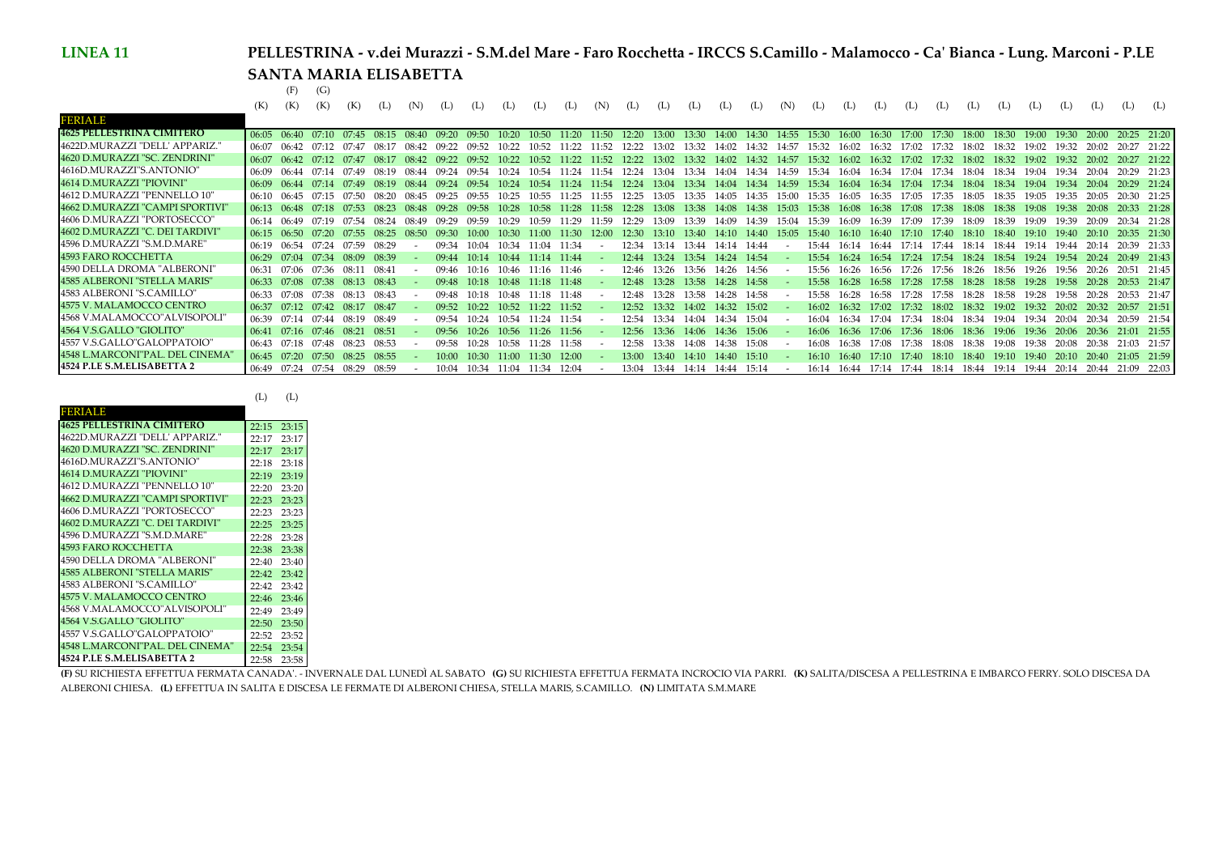## LINEA 11

## PELLESTRINA - v.dei Murazzi - S.M.del Mare - Faro Rocchetta - IRCCS S.Camillo - Malamocco - Ca' Bianca - Lung. Marconi - P.LE SANTA MARIA ELISABETTA

| | | (F) | (G) | | | | | | | | | | | | | | | | | | | | | | | | | | | |
|---|---|---|---|---|---|---|---|---|---|---|---|---|---|---|---|---|---|---|---|---|---|---|---|---|---|---|---|---|---|---|
| **FERIALE** | (K) | (K) | (K) | (K) | (L) | (N) | (L) | (L) | (L) | (L) | (L) | (N) | (L) | (L) | (L) | (L) | (L) | (N) | (L) | (L) | (L) | (L) | (L) | (L) | (L) | (L) | (L) | (L) | (L) | (L) |
| **4625 PELLESTRINA CIMITERO** | 06:05 | 06:40 | 07:10 | 07:45 | 08:15 | 08:40 | 09:20 | 09:50 | 10:20 | 10:50 | 11:20 | 11:50 | 12:20 | 13:00 | 13:30 | 14:00 | 14:30 | 14:55 | 15:30 | 16:00 | 16:30 | 17:00 | 17:30 | 18:00 | 18:30 | 19:00 | 19:30 | 20:00 | 20:25 | 21:20 |
| 4622D.MURAZZI "DELL' APPARIZ." | 06:07 | 06:42 | 07:12 | 07:47 | 08:17 | 08:42 | 09:22 | 09:52 | 10:22 | 10:52 | 11:22 | 11:52 | 12:22 | 13:02 | 13:32 | 14:02 | 14:32 | 14:57 | 15:32 | 16:02 | 16:32 | 17:02 | 17:32 | 18:02 | 18:32 | 19:02 | 19:32 | 20:02 | 20:27 | 21:22 |
| 4620 D.MURAZZI "SC. ZENDRINI" | 06:07 | 06:42 | 07:12 | 07:47 | 08:17 | 08:42 | 09:22 | 09:52 | 10:22 | 10:52 | 11:22 | 11:52 | 12:22 | 13:02 | 13:32 | 14:02 | 14:32 | 14:57 | 15:32 | 16:02 | 16:32 | 17:02 | 17:32 | 18:02 | 18:32 | 19:02 | 19:32 | 20:02 | 20:27 | 21:22 |
| 4616D.MURAZZI"S.ANTONIO" | 06:09 | 06:44 | 07:14 | 07:49 | 08:19 | 08:44 | 09:24 | 09:54 | 10:24 | 10:54 | 11:24 | 11:54 | 12:24 | 13:04 | 13:34 | 14:04 | 14:34 | 14:59 | 15:34 | 16:04 | 16:34 | 17:04 | 17:34 | 18:04 | 18:34 | 19:04 | 19:34 | 20:04 | 20:29 | 21:23 |
| 4614 D.MURAZZI "PIOVINI" | 06:09 | 06:44 | 07:14 | 07:49 | 08:19 | 08:44 | 09:24 | 09:54 | 10:24 | 10:54 | 11:24 | 11:54 | 12:24 | 13:04 | 13:34 | 14:04 | 14:34 | 14:59 | 15:34 | 16:04 | 16:34 | 17:04 | 17:34 | 18:04 | 18:34 | 19:04 | 19:34 | 20:04 | 20:29 | 21:24 |
| 4612 D.MURAZZI "PENNELLO 10" | 06:10 | 06:45 | 07:15 | 07:50 | 08:20 | 08:45 | 09:25 | 09:55 | 10:25 | 10:55 | 11:25 | 11:55 | 12:25 | 13:05 | 13:35 | 14:05 | 14:35 | 15:00 | 15:35 | 16:05 | 16:35 | 17:05 | 17:35 | 18:05 | 18:35 | 19:05 | 19:35 | 20:05 | 20:30 | 21:25 |
| 4662 D.MURAZZI "CAMPI SPORTIVI" | 06:13 | 06:48 | 07:18 | 07:53 | 08:23 | 08:48 | 09:28 | 09:58 | 10:28 | 10:58 | 11:28 | 11:58 | 12:28 | 13:08 | 13:38 | 14:08 | 14:38 | 15:03 | 15:38 | 16:08 | 16:38 | 17:08 | 17:38 | 18:08 | 18:38 | 19:08 | 19:38 | 20:08 | 20:33 | 21:28 |
| 4606 D.MURAZZI "PORTOSECCO" | 06:14 | 06:49 | 07:19 | 07:54 | 08:24 | 08:49 | 09:29 | 09:59 | 10:29 | 10:59 | 11:29 | 11:59 | 12:29 | 13:09 | 13:39 | 14:09 | 14:39 | 15:04 | 15:39 | 16:09 | 16:39 | 17:09 | 17:39 | 18:09 | 18:39 | 19:09 | 19:39 | 20:09 | 20:34 | 21:28 |
| 4602 D.MURAZZI "C. DEI TARDIVI" | 06:15 | 06:50 | 07:20 | 07:55 | 08:25 | 08:50 | 09:30 | 10:00 | 10:30 | 11:00 | 11:30 | 12:00 | 12:30 | 13:10 | 13:40 | 14:10 | 14:40 | 15:05 | 15:40 | 16:10 | 16:40 | 17:10 | 17:40 | 18:10 | 18:40 | 19:10 | 19:40 | 20:10 | 20:35 | 21:30 |
| 4596 D.MURAZZI "S.M.D.MARE" | 06:19 | 06:54 | 07:24 | 07:59 | 08:29 | - | 09:34 | 10:04 | 10:34 | 11:04 | 11:34 | - | 12:34 | 13:14 | 13:44 | 14:14 | 14:44 | - | 15:44 | 16:14 | 16:44 | 17:14 | 17:44 | 18:14 | 18:44 | 19:14 | 19:44 | 20:14 | 20:39 | 21:33 |
| 4593 FARO ROCCHETTA | 06:29 | 07:04 | 07:34 | 08:09 | 08:39 | - | 09:44 | 10:14 | 10:44 | 11:14 | 11:44 | - | 12:44 | 13:24 | 13:54 | 14:24 | 14:54 | - | 15:54 | 16:24 | 16:54 | 17:24 | 17:54 | 18:24 | 18:54 | 19:24 | 19:54 | 20:24 | 20:49 | 21:43 |
| 4590 DELLA DROMA "ALBERONI" | 06:31 | 07:06 | 07:36 | 08:11 | 08:41 | - | 09:46 | 10:16 | 10:46 | 11:16 | 11:46 | - | 12:46 | 13:26 | 13:56 | 14:26 | 14:56 | - | 15:56 | 16:26 | 16:56 | 17:26 | 17:56 | 18:26 | 18:56 | 19:26 | 19:56 | 20:26 | 20:51 | 21:45 |
| 4585 ALBERONI "STELLA MARIS" | 06:33 | 07:08 | 07:38 | 08:13 | 08:43 | - | 09:48 | 10:18 | 10:48 | 11:18 | 11:48 | - | 12:48 | 13:28 | 13:58 | 14:28 | 14:58 | - | 15:58 | 16:28 | 16:58 | 17:28 | 17:58 | 18:28 | 18:58 | 19:28 | 19:58 | 20:28 | 20:53 | 21:47 |
| 4583 ALBERONI "S.CAMILLO" | 06:33 | 07:08 | 07:38 | 08:13 | 08:43 | - | 09:48 | 10:18 | 10:48 | 11:18 | 11:48 | - | 12:48 | 13:28 | 13:58 | 14:28 | 14:58 | - | 15:58 | 16:28 | 16:58 | 17:28 | 17:58 | 18:28 | 18:58 | 19:28 | 19:58 | 20:28 | 20:53 | 21:47 |
| 4575 V. MALAMOCCO CENTRO | 06:37 | 07:12 | 07:42 | 08:17 | 08:47 | - | 09:52 | 10:22 | 10:52 | 11:22 | 11:52 | - | 12:52 | 13:32 | 14:02 | 14:32 | 15:02 | - | 16:02 | 16:32 | 17:02 | 17:32 | 18:02 | 18:32 | 19:02 | 19:32 | 20:02 | 20:32 | 20:57 | 21:51 |
| 4568 V.MALAMOCCO"ALVISOPOLI" | 06:39 | 07:14 | 07:44 | 08:19 | 08:49 | - | 09:54 | 10:24 | 10:54 | 11:24 | 11:54 | - | 12:54 | 13:34 | 14:04 | 14:34 | 15:04 | - | 16:04 | 16:34 | 17:04 | 17:34 | 18:04 | 18:34 | 19:04 | 19:34 | 20:04 | 20:34 | 20:59 | 21:54 |
| 4564 V.S.GALLO "GIOLITO" | 06:41 | 07:16 | 07:46 | 08:21 | 08:51 | - | 09:56 | 10:26 | 10:56 | 11:26 | 11:56 | - | 12:56 | 13:36 | 14:06 | 14:36 | 15:06 | - | 16:06 | 16:36 | 17:06 | 17:36 | 18:06 | 18:36 | 19:06 | 19:36 | 20:06 | 20:36 | 21:01 | 21:55 |
| 4557 V.S.GALLO"GALOPPATOIO" | 06:43 | 07:18 | 07:48 | 08:23 | 08:53 | - | 09:58 | 10:28 | 10:58 | 11:28 | 11:58 | - | 12:58 | 13:38 | 14:08 | 14:38 | 15:08 | - | 16:08 | 16:38 | 17:08 | 17:38 | 18:08 | 18:38 | 19:08 | 19:38 | 20:08 | 20:38 | 21:03 | 21:57 |
| 4548 L.MARCONI"PAL. DEL CINEMA" | 06:45 | 07:20 | 07:50 | 08:25 | 08:55 | - | 10:00 | 10:30 | 11:00 | 11:30 | 12:00 | - | 13:00 | 13:40 | 14:10 | 14:40 | 15:10 | - | 16:10 | 16:40 | 17:10 | 17:40 | 18:10 | 18:40 | 19:10 | 19:40 | 20:10 | 20:40 | 21:05 | 21:59 |
| **4524 P.LE S.M.ELISABETTA 2** | 06:49 | 07:24 | 07:54 | 08:29 | 08:59 | - | 10:04 | 10:34 | 11:04 | 11:34 | 12:04 | - | 13:04 | 13:44 | 14:14 | 14:44 | 15:14 | - | 16:14 | 16:44 | 17:14 | 17:44 | 18:14 | 18:44 | 19:14 | 19:44 | 20:14 | 20:44 | 21:09 | 22:03 |

| **FERIALE** | (L) | (L) |
|---|---|---|
| **4625 PELLESTRINA CIMITERO** | 22:15 | 23:15 |
| 4622D.MURAZZI "DELL' APPARIZ." | 22:17 | 23:17 |
| 4620 D.MURAZZI "SC. ZENDRINI" | 22:17 | 23:17 |
| 4616D.MURAZZI"S.ANTONIO" | 22:18 | 23:18 |
| 4614 D.MURAZZI "PIOVINI" | 22:19 | 23:19 |
| 4612 D.MURAZZI "PENNELLO 10" | 22:20 | 23:20 |
| 4662 D.MURAZZI "CAMPI SPORTIVI" | 22:23 | 23:23 |
| 4606 D.MURAZZI "PORTOSECCO" | 22:23 | 23:23 |
| 4602 D.MURAZZI "C. DEI TARDIVI" | 22:25 | 23:25 |
| 4596 D.MURAZZI "S.M.D.MARE" | 22:28 | 23:28 |
| 4593 FARO ROCCHETTA | 22:38 | 23:38 |
| 4590 DELLA DROMA "ALBERONI" | 22:40 | 23:40 |
| 4585 ALBERONI "STELLA MARIS" | 22:42 | 23:42 |
| 4583 ALBERONI "S.CAMILLO" | 22:42 | 23:42 |
| 4575 V. MALAMOCCO CENTRO | 22:46 | 23:46 |
| 4568 V.MALAMOCCO"ALVISOPOLI" | 22:49 | 23:49 |
| 4564 V.S.GALLO "GIOLITO" | 22:50 | 23:50 |
| 4557 V.S.GALLO"GALOPPATOIO" | 22:52 | 23:52 |
| 4548 L.MARCONI"PAL. DEL CINEMA" | 22:54 | 23:54 |
| **4524 P.LE S.M.ELISABETTA 2** | 22:58 | 23:58 |

**(F)** SU RICHIESTA EFFETTUA FERMATA CANADA'. - INVERNALE DAL LUNEDÌ AL SABATO **(G)** SU RICHIESTA EFFETTUA FERMATA INCROCIO VIA PARRI. **(K)** SALITA/DISCESA A PELLESTRINA E IMBARCO FERRY. SOLO DISCESA DA ALBERONI CHIESA. **(L)** EFFETTUA IN SALITA E DISCESA LE FERMATE DI ALBERONI CHIESA, STELLA MARIS, S.CAMILLO. **(N)** LIMITATA S.M.MARE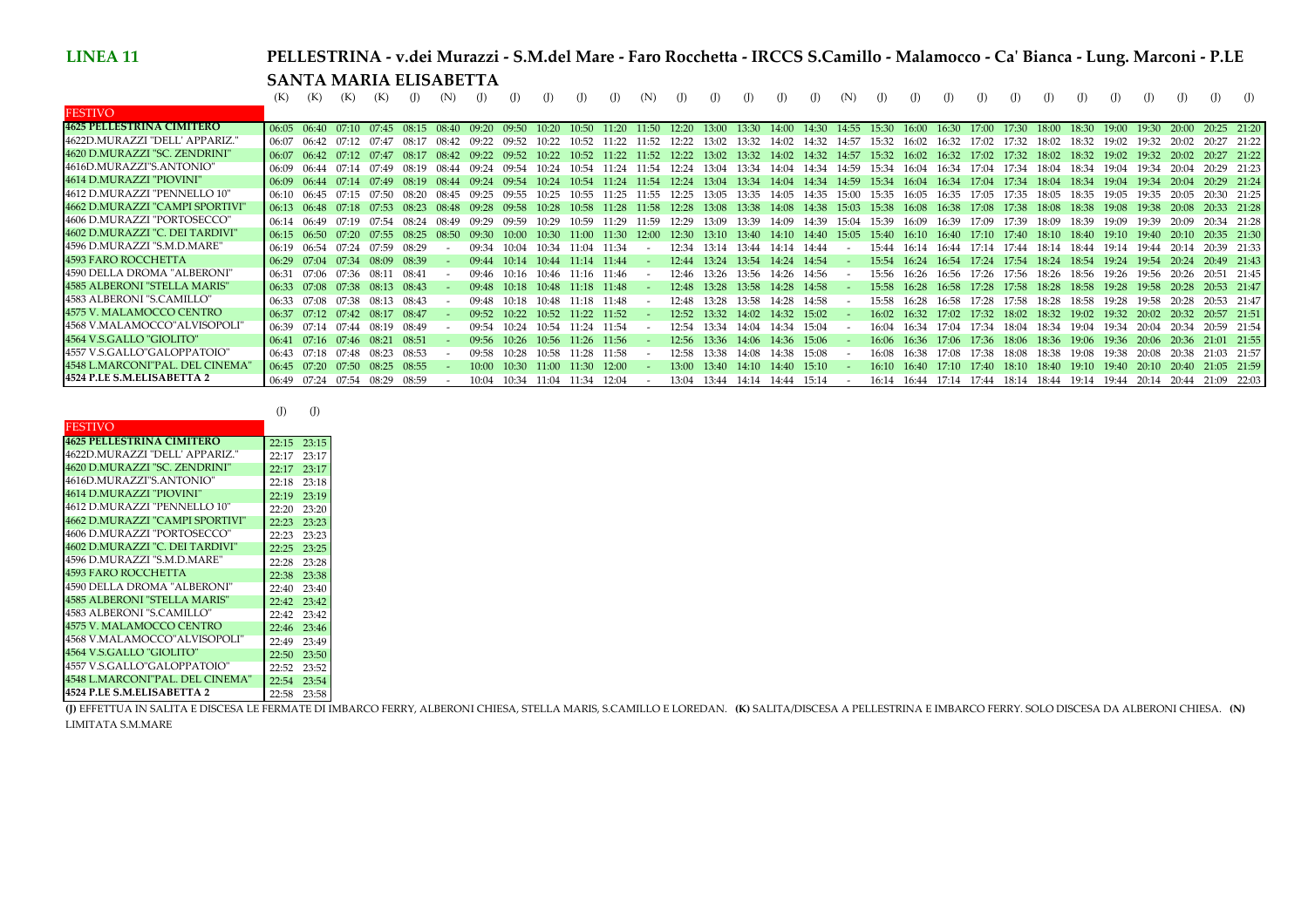## LINEA 11

## PELLESTRINA - v.dei Murazzi - S.M.del Mare - Faro Rocchetta - IRCCS S.Camillo - Malamocco - Ca' Bianca - Lung. Marconi - P.LE SANTA MARIA ELISABETTA

| FESTIVO | (K) | (K) | (K) | (K) | (J) | (N) | (J) | (J) | (J) | (J) | (J) | (N) | (J) | (J) | (J) | (J) | (J) | (N) | (J) | (J) | (J) | (J) | (J) | (J) | (J) | (J) | (J) | (J) | (J) | (J) |
|---|---|---|---|---|---|---|---|---|---|---|---|---|---|---|---|---|---|---|---|---|---|---|---|---|---|---|---|---|---|---|
| **4625 PELLESTRINA CIMITERO** | 06:05 | 06:40 | 07:10 | 07:45 | 08:15 | 08:40 | 09:20 | 09:50 | 10:20 | 10:50 | 11:20 | 11:50 | 12:20 | 13:00 | 13:30 | 14:00 | 14:30 | 14:55 | 15:30 | 16:00 | 16:30 | 17:00 | 17:30 | 18:00 | 18:30 | 19:00 | 19:30 | 20:00 | 20:25 | 21:20 |
| 4622D.MURAZZI "DELL' APPARIZ." | 06:07 | 06:42 | 07:12 | 07:47 | 08:17 | 08:42 | 09:22 | 09:52 | 10:22 | 10:52 | 11:22 | 11:52 | 12:22 | 13:02 | 13:32 | 14:02 | 14:32 | 14:57 | 15:32 | 16:02 | 16:32 | 17:02 | 17:32 | 18:02 | 18:32 | 19:02 | 19:32 | 20:02 | 20:27 | 21:22 |
| 4620 D.MURAZZI "SC. ZENDRINI" | 06:07 | 06:42 | 07:12 | 07:47 | 08:17 | 08:42 | 09:22 | 09:52 | 10:22 | 10:52 | 11:22 | 11:52 | 12:22 | 13:02 | 13:32 | 14:02 | 14:32 | 14:57 | 15:32 | 16:02 | 16:32 | 17:02 | 17:32 | 18:02 | 18:32 | 19:02 | 19:32 | 20:02 | 20:27 | 21:22 |
| 4616D.MURAZZI"S.ANTONIO" | 06:09 | 06:44 | 07:14 | 07:49 | 08:19 | 08:44 | 09:24 | 09:54 | 10:24 | 10:54 | 11:24 | 11:54 | 12:24 | 13:04 | 13:34 | 14:04 | 14:34 | 14:59 | 15:34 | 16:04 | 16:34 | 17:04 | 17:34 | 18:04 | 18:34 | 19:04 | 19:34 | 20:04 | 20:29 | 21:23 |
| 4614 D.MURAZZI "PIOVINI" | 06:09 | 06:44 | 07:14 | 07:49 | 08:19 | 08:44 | 09:24 | 09:54 | 10:24 | 10:54 | 11:24 | 11:54 | 12:24 | 13:04 | 13:34 | 14:04 | 14:34 | 14:59 | 15:34 | 16:04 | 16:34 | 17:04 | 17:34 | 18:04 | 18:34 | 19:04 | 19:34 | 20:04 | 20:29 | 21:24 |
| 4612 D.MURAZZI "PENNELLO 10" | 06:10 | 06:45 | 07:15 | 07:50 | 08:20 | 08:45 | 09:25 | 09:55 | 10:25 | 10:55 | 11:25 | 11:55 | 12:25 | 13:05 | 13:35 | 14:05 | 14:35 | 15:00 | 15:35 | 16:05 | 16:35 | 17:05 | 17:35 | 18:05 | 18:35 | 19:05 | 19:35 | 20:05 | 20:30 | 21:25 |
| 4662 D.MURAZZI "CAMPI SPORTIVI" | 06:13 | 06:48 | 07:18 | 07:53 | 08:23 | 08:48 | 09:28 | 09:58 | 10:28 | 10:58 | 11:28 | 11:58 | 12:28 | 13:08 | 13:38 | 14:08 | 14:38 | 15:03 | 15:38 | 16:08 | 16:38 | 17:08 | 17:38 | 18:08 | 18:38 | 19:08 | 19:38 | 20:08 | 20:33 | 21:28 |
| 4606 D.MURAZZI "PORTOSECCO" | 06:14 | 06:49 | 07:19 | 07:54 | 08:24 | 08:49 | 09:29 | 09:59 | 10:29 | 10:59 | 11:29 | 11:59 | 12:29 | 13:09 | 13:39 | 14:09 | 14:39 | 15:04 | 15:39 | 16:09 | 16:39 | 17:09 | 17:39 | 18:09 | 18:39 | 19:09 | 19:39 | 20:09 | 20:34 | 21:28 |
| 4602 D.MURAZZI "C. DEI TARDIVI" | 06:15 | 06:50 | 07:20 | 07:55 | 08:25 | 08:50 | 09:30 | 10:00 | 10:30 | 11:00 | 11:30 | 12:00 | 12:30 | 13:10 | 13:40 | 14:10 | 14:40 | 15:05 | 15:40 | 16:10 | 16:40 | 17:10 | 17:40 | 18:10 | 18:40 | 19:10 | 19:40 | 20:10 | 20:35 | 21:30 |
| 4596 D.MURAZZI "S.M.D.MARE" | 06:19 | 06:54 | 07:24 | 07:59 | 08:29 | - | 09:34 | 10:04 | 10:34 | 11:04 | 11:34 | - | 12:34 | 13:14 | 13:44 | 14:14 | 14:44 | - | 15:44 | 16:14 | 16:44 | 17:14 | 17:44 | 18:14 | 18:44 | 19:14 | 19:44 | 20:14 | 20:39 | 21:33 |
| 4593 FARO ROCCHETTA | 06:29 | 07:04 | 07:34 | 08:09 | 08:39 | - | 09:44 | 10:14 | 10:44 | 11:14 | 11:44 | - | 12:44 | 13:24 | 13:54 | 14:24 | 14:54 | - | 15:54 | 16:24 | 16:54 | 17:24 | 17:54 | 18:24 | 18:54 | 19:24 | 19:54 | 20:24 | 20:49 | 21:43 |
| 4590 DELLA DROMA "ALBERONI" | 06:31 | 07:06 | 07:36 | 08:11 | 08:41 | - | 09:46 | 10:16 | 10:46 | 11:16 | 11:46 | - | 12:46 | 13:26 | 13:56 | 14:26 | 14:56 | - | 15:56 | 16:26 | 16:56 | 17:26 | 17:56 | 18:26 | 18:56 | 19:26 | 19:56 | 20:26 | 20:51 | 21:45 |
| 4585 ALBERONI "STELLA MARIS" | 06:33 | 07:08 | 07:38 | 08:13 | 08:43 | - | 09:48 | 10:18 | 10:48 | 11:18 | 11:48 | - | 12:48 | 13:28 | 13:58 | 14:28 | 14:58 | - | 15:58 | 16:28 | 16:58 | 17:28 | 17:58 | 18:28 | 18:58 | 19:28 | 19:58 | 20:28 | 20:53 | 21:47 |
| 4583 ALBERONI "S.CAMILLO" | 06:33 | 07:08 | 07:38 | 08:13 | 08:43 | - | 09:48 | 10:18 | 10:48 | 11:18 | 11:48 | - | 12:48 | 13:28 | 13:58 | 14:28 | 14:58 | - | 15:58 | 16:28 | 16:58 | 17:28 | 17:58 | 18:28 | 18:58 | 19:28 | 19:58 | 20:28 | 20:53 | 21:47 |
| 4575 V. MALAMOCCO CENTRO | 06:37 | 07:12 | 07:42 | 08:17 | 08:47 | - | 09:52 | 10:22 | 10:52 | 11:22 | 11:52 | - | 12:52 | 13:32 | 14:02 | 14:32 | 15:02 | - | 16:02 | 16:32 | 17:02 | 17:32 | 18:02 | 18:32 | 19:02 | 19:32 | 20:02 | 20:32 | 20:57 | 21:51 |
| 4568 V.MALAMOCCO"ALVISOPOLI" | 06:39 | 07:14 | 07:44 | 08:19 | 08:49 | - | 09:54 | 10:24 | 10:54 | 11:24 | 11:54 | - | 12:54 | 13:34 | 14:04 | 14:34 | 15:04 | - | 16:04 | 16:34 | 17:04 | 17:34 | 18:04 | 18:34 | 19:04 | 19:34 | 20:04 | 20:34 | 20:59 | 21:54 |
| 4564 V.S.GALLO "GIOLITO" | 06:41 | 07:16 | 07:46 | 08:21 | 08:51 | - | 09:56 | 10:26 | 10:56 | 11:26 | 11:56 | - | 12:56 | 13:36 | 14:06 | 14:36 | 15:06 | - | 16:06 | 16:36 | 17:06 | 17:36 | 18:06 | 18:36 | 19:06 | 19:36 | 20:06 | 20:36 | 21:01 | 21:55 |
| 4557 V.S.GALLO"GALOPPATOIO" | 06:43 | 07:18 | 07:48 | 08:23 | 08:53 | - | 09:58 | 10:28 | 10:58 | 11:28 | 11:58 | - | 12:58 | 13:38 | 14:08 | 14:38 | 15:08 | - | 16:08 | 16:38 | 17:08 | 17:38 | 18:08 | 18:38 | 19:08 | 19:38 | 20:08 | 20:38 | 21:03 | 21:57 |
| 4548 L.MARCONI"PAL. DEL CINEMA" | 06:45 | 07:20 | 07:50 | 08:25 | 08:55 | - | 10:00 | 10:30 | 11:00 | 11:30 | 12:00 | - | 13:00 | 13:40 | 14:10 | 14:40 | 15:10 | - | 16:10 | 16:40 | 17:10 | 17:40 | 18:10 | 18:40 | 19:10 | 19:40 | 20:10 | 20:40 | 21:05 | 21:59 |
| **4524 P.LE S.M.ELISABETTA 2** | 06:49 | 07:24 | 07:54 | 08:29 | 08:59 | - | 10:04 | 10:34 | 11:04 | 11:34 | 12:04 | - | 13:04 | 13:44 | 14:14 | 14:44 | 15:14 | - | 16:14 | 16:44 | 17:14 | 17:44 | 18:14 | 18:44 | 19:14 | 19:44 | 20:14 | 20:44 | 21:09 | 22:03 |

| FESTIVO | (J) | (J) |
|---|---|---|
| **4625 PELLESTRINA CIMITERO** | 22:15 | 23:15 |
| 4622D.MURAZZI "DELL' APPARIZ." | 22:17 | 23:17 |
| 4620 D.MURAZZI "SC. ZENDRINI" | 22:17 | 23:17 |
| 4616D.MURAZZI"S.ANTONIO" | 22:18 | 23:18 |
| 4614 D.MURAZZI "PIOVINI" | 22:19 | 23:19 |
| 4612 D.MURAZZI "PENNELLO 10" | 22:20 | 23:20 |
| 4662 D.MURAZZI "CAMPI SPORTIVI" | 22:23 | 23:23 |
| 4606 D.MURAZZI "PORTOSECCO" | 22:23 | 23:23 |
| 4602 D.MURAZZI "C. DEI TARDIVI" | 22:25 | 23:25 |
| 4596 D.MURAZZI "S.M.D.MARE" | 22:28 | 23:28 |
| 4593 FARO ROCCHETTA | 22:38 | 23:38 |
| 4590 DELLA DROMA "ALBERONI" | 22:40 | 23:40 |
| 4585 ALBERONI "STELLA MARIS" | 22:42 | 23:42 |
| 4583 ALBERONI "S.CAMILLO" | 22:42 | 23:42 |
| 4575 V. MALAMOCCO CENTRO | 22:46 | 23:46 |
| 4568 V.MALAMOCCO"ALVISOPOLI" | 22:49 | 23:49 |
| 4564 V.S.GALLO "GIOLITO" | 22:50 | 23:50 |
| 4557 V.S.GALLO"GALOPPATOIO" | 22:52 | 23:52 |
| 4548 L.MARCONI"PAL. DEL CINEMA" | 22:54 | 23:54 |
| **4524 P.LE S.M.ELISABETTA 2** | 22:58 | 23:58 |

**(J)** EFFETTUA IN SALITA E DISCESA LE FERMATE DI IMBARCO FERRY, ALBERONI CHIESA, STELLA MARIS, S.CAMILLO E LOREDAN. **(K)** SALITA/DISCESA A PELLESTRINA E IMBARCO FERRY. SOLO DISCESA DA ALBERONI CHIESA. **(N)** LIMITATA S.M.MARE